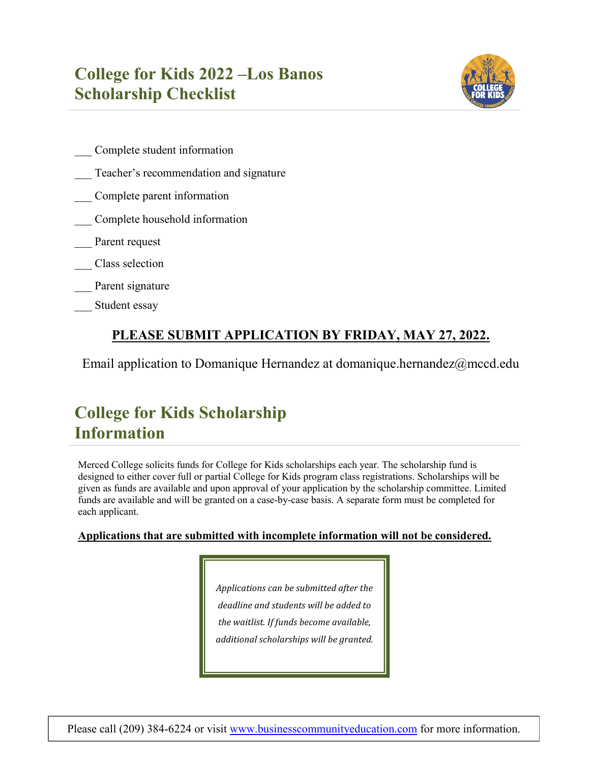# College for Kids 2022 –Los Banos Scholarship Checklist

___ Complete student information

___ Teacher's recommendation and signature

___ Complete parent information

___ Complete household information

___ Parent request

___ Class selection

___ Parent signature

___ Student essay

**PLEASE SUBMIT APPLICATION BY FRIDAY, MAY 27, 2022.**

Email application to Domanique Hernandez at domanique.hernandez@mccd.edu

# College for Kids Scholarship Information

Merced College solicits funds for College for Kids scholarships each year. The scholarship fund is designed to either cover full or partial College for Kids program class registrations. Scholarships will be given as funds are available and upon approval of your application by the scholarship committee. Limited funds are available and will be granted on a case-by-case basis. A separate form must be completed for each applicant.

**Applications that are submitted with incomplete information will not be considered.**

*Applications can be submitted after the deadline and students will be added to the waitlist. If funds become available, additional scholarships will be granted.*

Please call (209) 384-6224 or visit www.businesscommunityeducation.com for more information.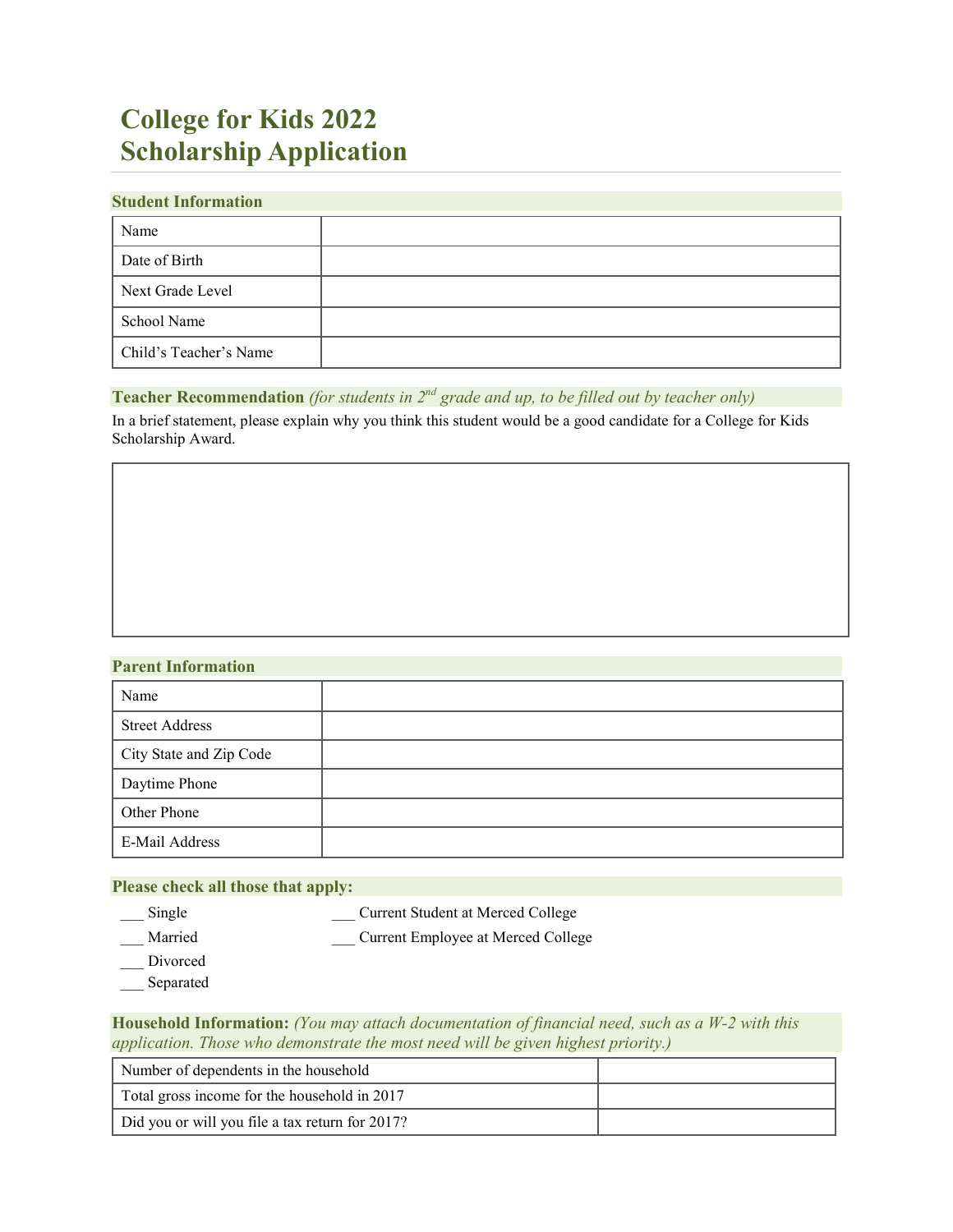# College for Kids 2022
# Scholarship Application

## Student Information

| | |
|---|---|
| Name | |
| Date of Birth | |
| Next Grade Level | |
| School Name | |
| Child's Teacher's Name | |

## Teacher Recommendation *(for students in 2nd grade and up, to be filled out by teacher only)*

In a brief statement, please explain why you think this student would be a good candidate for a College for Kids Scholarship Award.

| |
|---|
| |

## Parent Information

| | |
|---|---|
| Name | |
| Street Address | |
| City State and Zip Code | |
| Daytime Phone | |
| Other Phone | |
| E-Mail Address | |

## Please check all those that apply:

- ___ Single
- ___ Married
- ___ Divorced
- ___ Separated
- ___ Current Student at Merced College
- ___ Current Employee at Merced College

## Household Information: *(You may attach documentation of financial need, such as a W-2 with this application. Those who demonstrate the most need will be given highest priority.)*

| | |
|---|---|
| Number of dependents in the household | |
| Total gross income for the household in 2017 | |
| Did you or will you file a tax return for 2017? | |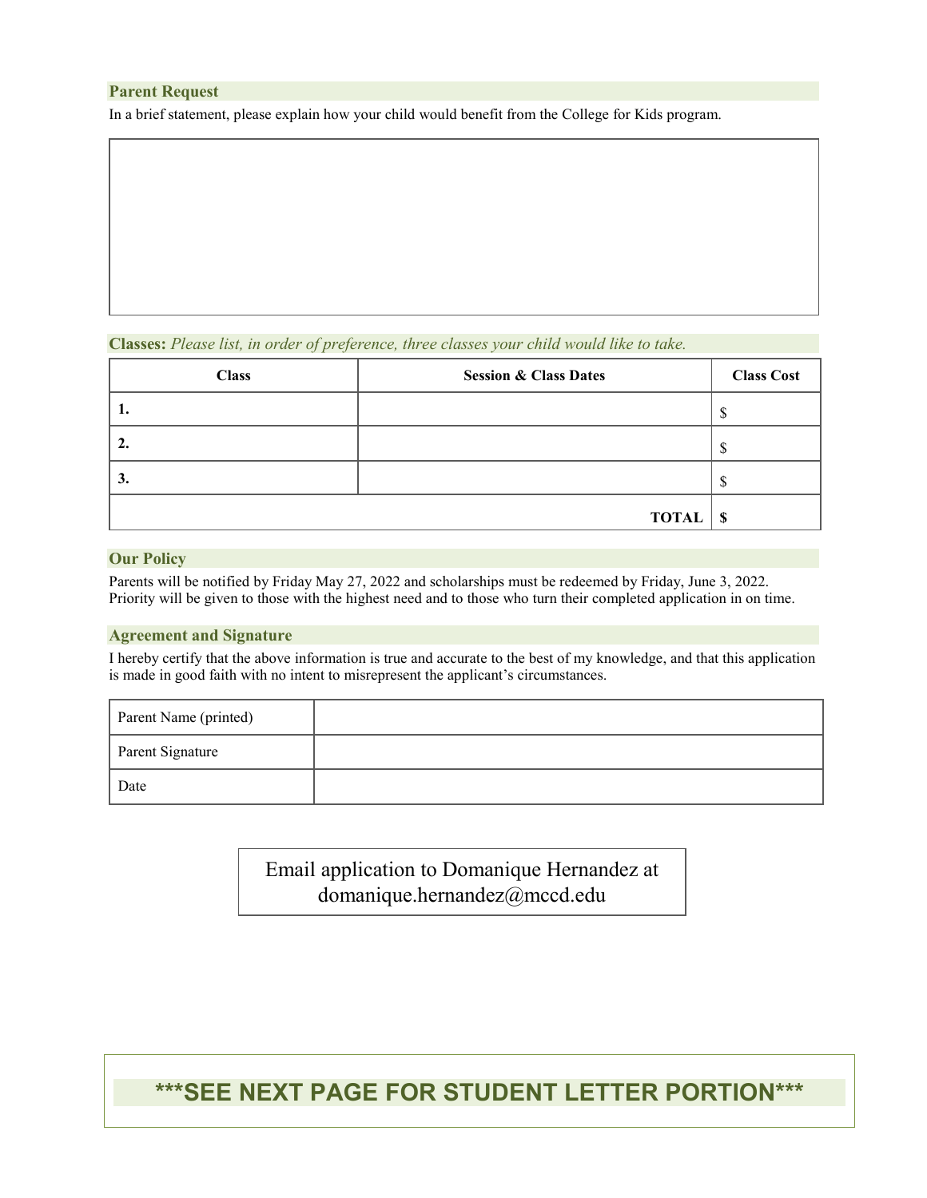## Parent Request

In a brief statement, please explain how your child would benefit from the College for Kids program.

| |
|---|
| |

## Classes: *Please list, in order of preference, three classes your child would like to take.*

| Class | Session & Class Dates | Class Cost |
|---|---|---|
| **1.** | | $ |
| **2.** | | $ |
| **3.** | | $ |
| | **TOTAL** | **$** |

## Our Policy

Parents will be notified by Friday May 27, 2022 and scholarships must be redeemed by Friday, June 3, 2022. Priority will be given to those with the highest need and to those who turn their completed application in on time.

## Agreement and Signature

I hereby certify that the above information is true and accurate to the best of my knowledge, and that this application is made in good faith with no intent to misrepresent the applicant's circumstances.

| | |
|---|---|
| Parent Name (printed) | |
| Parent Signature | |
| Date | |

Email application to Domanique Hernandez at domanique.hernandez@mccd.edu

**\*\*\*SEE NEXT PAGE FOR STUDENT LETTER PORTION\*\*\***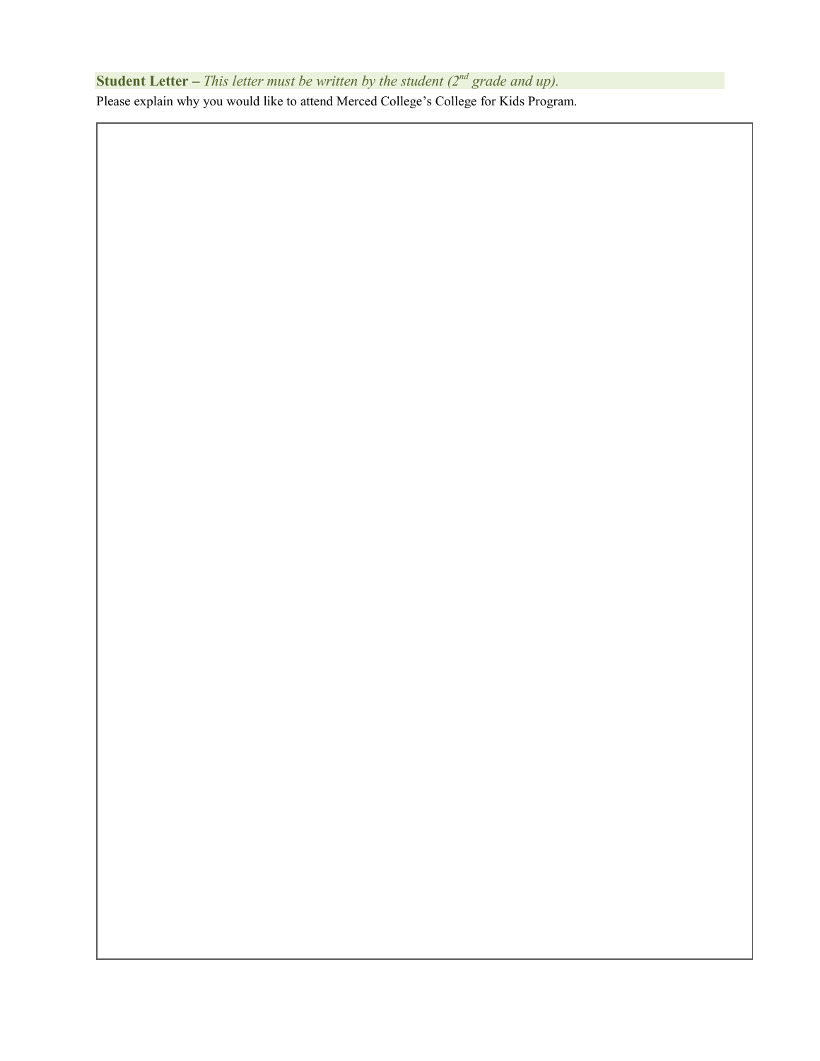**Student Letter –** *This letter must be written by the student (2nd grade and up).*

Please explain why you would like to attend Merced College's College for Kids Program.